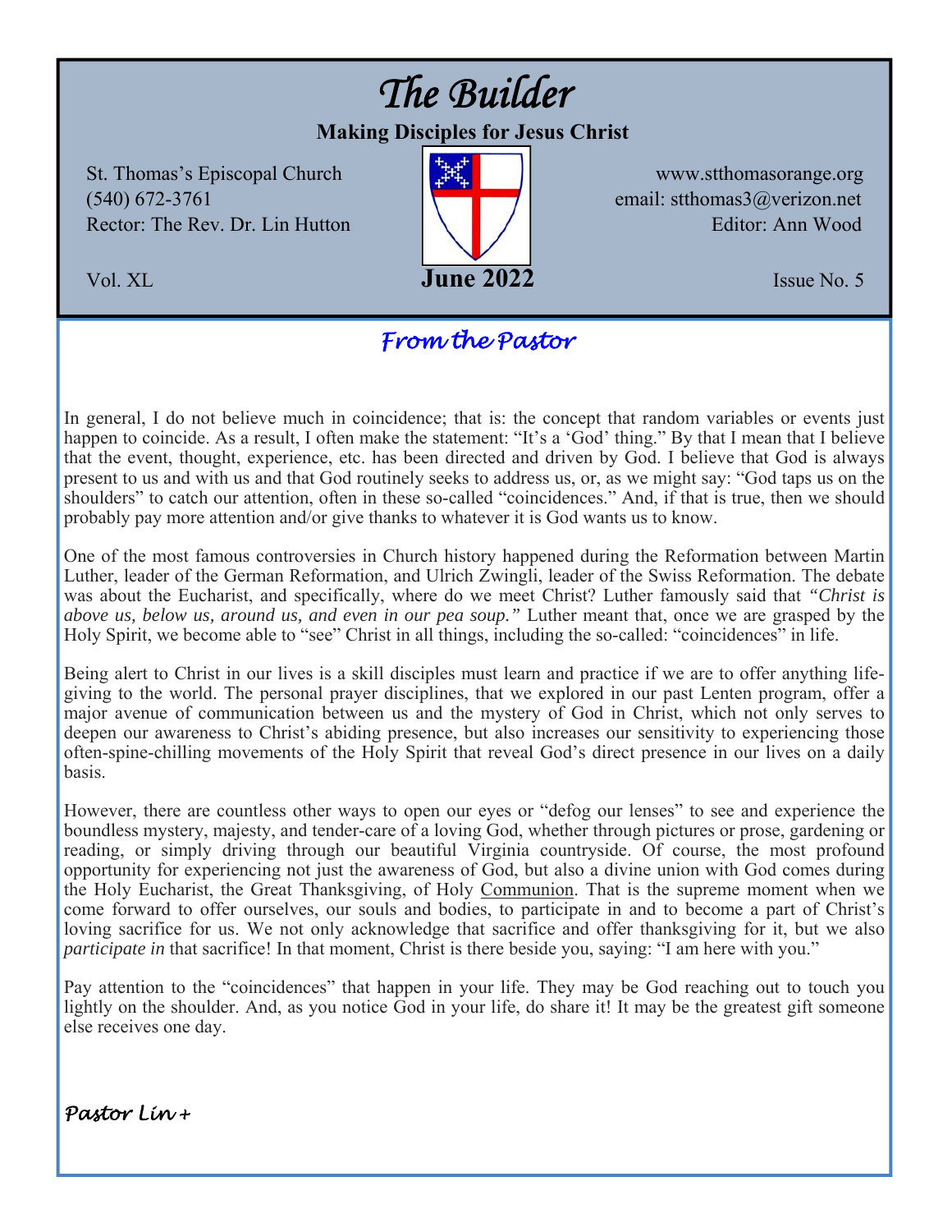# The Builder

**Making Disciples for Jesus Christ**

St. Thomas's Episcopal Church
(540) 672-3761
Rector: The Rev. Dr. Lin Hutton

www.stthomasorange.org
email: stthomas3@verizon.net
Editor: Ann Wood

Vol. XL — **June 2022** — Issue No. 5

## *From the Pastor*

In general, I do not believe much in coincidence; that is: the concept that random variables or events just happen to coincide. As a result, I often make the statement: "It's a 'God' thing." By that I mean that I believe that the event, thought, experience, etc. has been directed and driven by God. I believe that God is always present to us and with us and that God routinely seeks to address us, or, as we might say: "God taps us on the shoulders" to catch our attention, often in these so-called "coincidences." And, if that is true, then we should probably pay more attention and/or give thanks to whatever it is God wants us to know.

One of the most famous controversies in Church history happened during the Reformation between Martin Luther, leader of the German Reformation, and Ulrich Zwingli, leader of the Swiss Reformation. The debate was about the Eucharist, and specifically, where do we meet Christ? Luther famously said that *"Christ is above us, below us, around us, and even in our pea soup."* Luther meant that, once we are grasped by the Holy Spirit, we become able to "see" Christ in all things, including the so-called: "coincidences" in life.

Being alert to Christ in our lives is a skill disciples must learn and practice if we are to offer anything life-giving to the world. The personal prayer disciplines, that we explored in our past Lenten program, offer a major avenue of communication between us and the mystery of God in Christ, which not only serves to deepen our awareness to Christ's abiding presence, but also increases our sensitivity to experiencing those often-spine-chilling movements of the Holy Spirit that reveal God's direct presence in our lives on a daily basis.

However, there are countless other ways to open our eyes or "defog our lenses" to see and experience the boundless mystery, majesty, and tender-care of a loving God, whether through pictures or prose, gardening or reading, or simply driving through our beautiful Virginia countryside. Of course, the most profound opportunity for experiencing not just the awareness of God, but also a divine union with God comes during the Holy Eucharist, the Great Thanksgiving, of Holy Communion. That is the supreme moment when we come forward to offer ourselves, our souls and bodies, to participate in and to become a part of Christ's loving sacrifice for us. We not only acknowledge that sacrifice and offer thanksgiving for it, but we also *participate in* that sacrifice! In that moment, Christ is there beside you, saying: "I am here with you."

Pay attention to the "coincidences" that happen in your life. They may be God reaching out to touch you lightly on the shoulder. And, as you notice God in your life, do share it! It may be the greatest gift someone else receives one day.

***Pastor Lin+***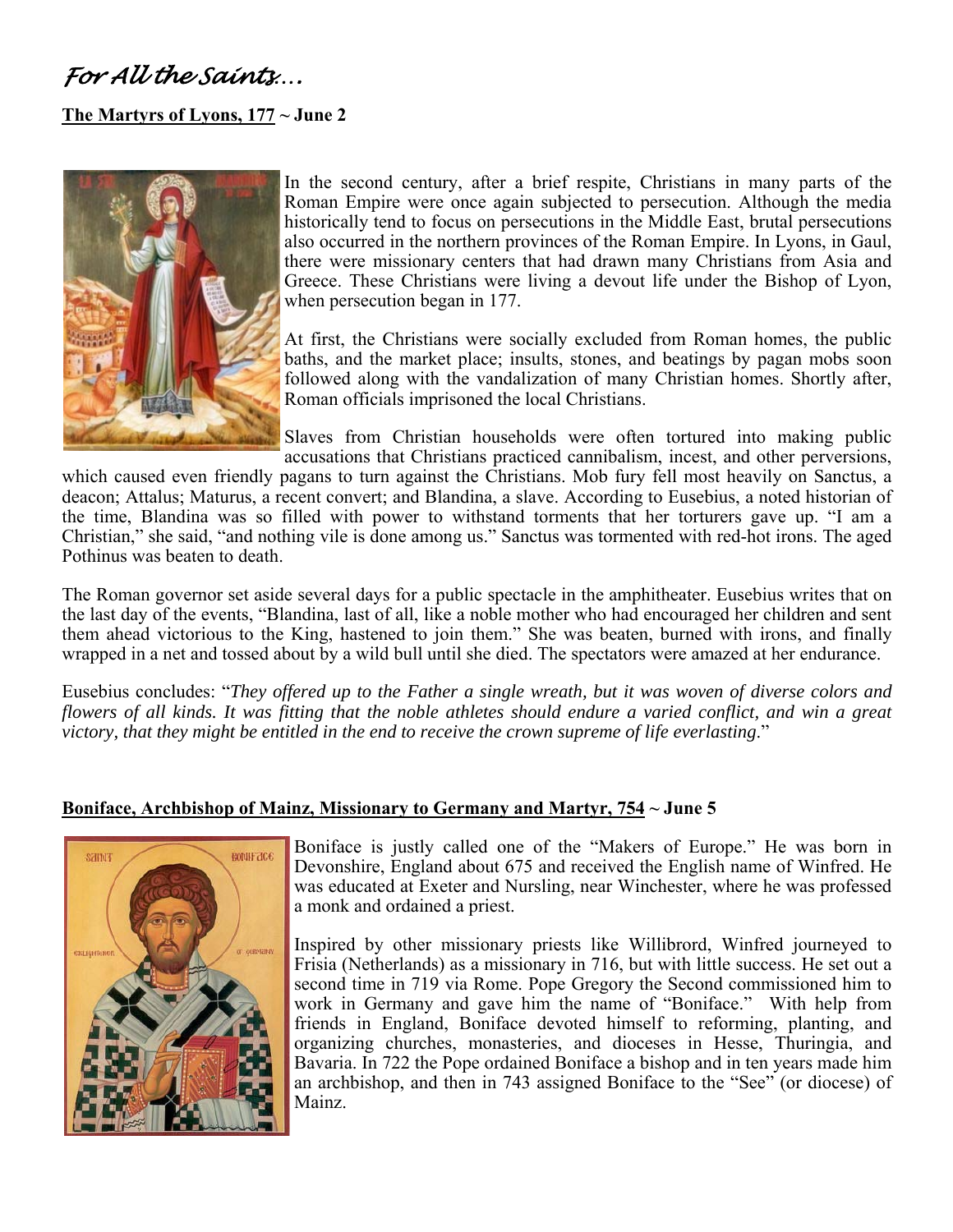# *For All the Saints….*

**The Martyrs of Lyons, 177 ~ June 2**

In the second century, after a brief respite, Christians in many parts of the Roman Empire were once again subjected to persecution. Although the media historically tend to focus on persecutions in the Middle East, brutal persecutions also occurred in the northern provinces of the Roman Empire. In Lyons, in Gaul, there were missionary centers that had drawn many Christians from Asia and Greece. These Christians were living a devout life under the Bishop of Lyon, when persecution began in 177.

At first, the Christians were socially excluded from Roman homes, the public baths, and the market place; insults, stones, and beatings by pagan mobs soon followed along with the vandalization of many Christian homes. Shortly after, Roman officials imprisoned the local Christians.

Slaves from Christian households were often tortured into making public accusations that Christians practiced cannibalism, incest, and other perversions, which caused even friendly pagans to turn against the Christians. Mob fury fell most heavily on Sanctus, a deacon; Attalus; Maturus, a recent convert; and Blandina, a slave. According to Eusebius, a noted historian of the time, Blandina was so filled with power to withstand torments that her torturers gave up. "I am a Christian," she said, "and nothing vile is done among us." Sanctus was tormented with red-hot irons. The aged Pothinus was beaten to death.

The Roman governor set aside several days for a public spectacle in the amphitheater. Eusebius writes that on the last day of the events, "Blandina, last of all, like a noble mother who had encouraged her children and sent them ahead victorious to the King, hastened to join them." She was beaten, burned with irons, and finally wrapped in a net and tossed about by a wild bull until she died. The spectators were amazed at her endurance.

Eusebius concludes: "*They offered up to the Father a single wreath, but it was woven of diverse colors and flowers of all kinds. It was fitting that the noble athletes should endure a varied conflict, and win a great victory, that they might be entitled in the end to receive the crown supreme of life everlasting*."

**Boniface, Archbishop of Mainz, Missionary to Germany and Martyr, 754 ~ June 5**

Boniface is justly called one of the "Makers of Europe." He was born in Devonshire, England about 675 and received the English name of Winfred. He was educated at Exeter and Nursling, near Winchester, where he was professed a monk and ordained a priest.

Inspired by other missionary priests like Willibrord, Winfred journeyed to Frisia (Netherlands) as a missionary in 716, but with little success. He set out a second time in 719 via Rome. Pope Gregory the Second commissioned him to work in Germany and gave him the name of "Boniface." With help from friends in England, Boniface devoted himself to reforming, planting, and organizing churches, monasteries, and dioceses in Hesse, Thuringia, and Bavaria. In 722 the Pope ordained Boniface a bishop and in ten years made him an archbishop, and then in 743 assigned Boniface to the "See" (or diocese) of Mainz.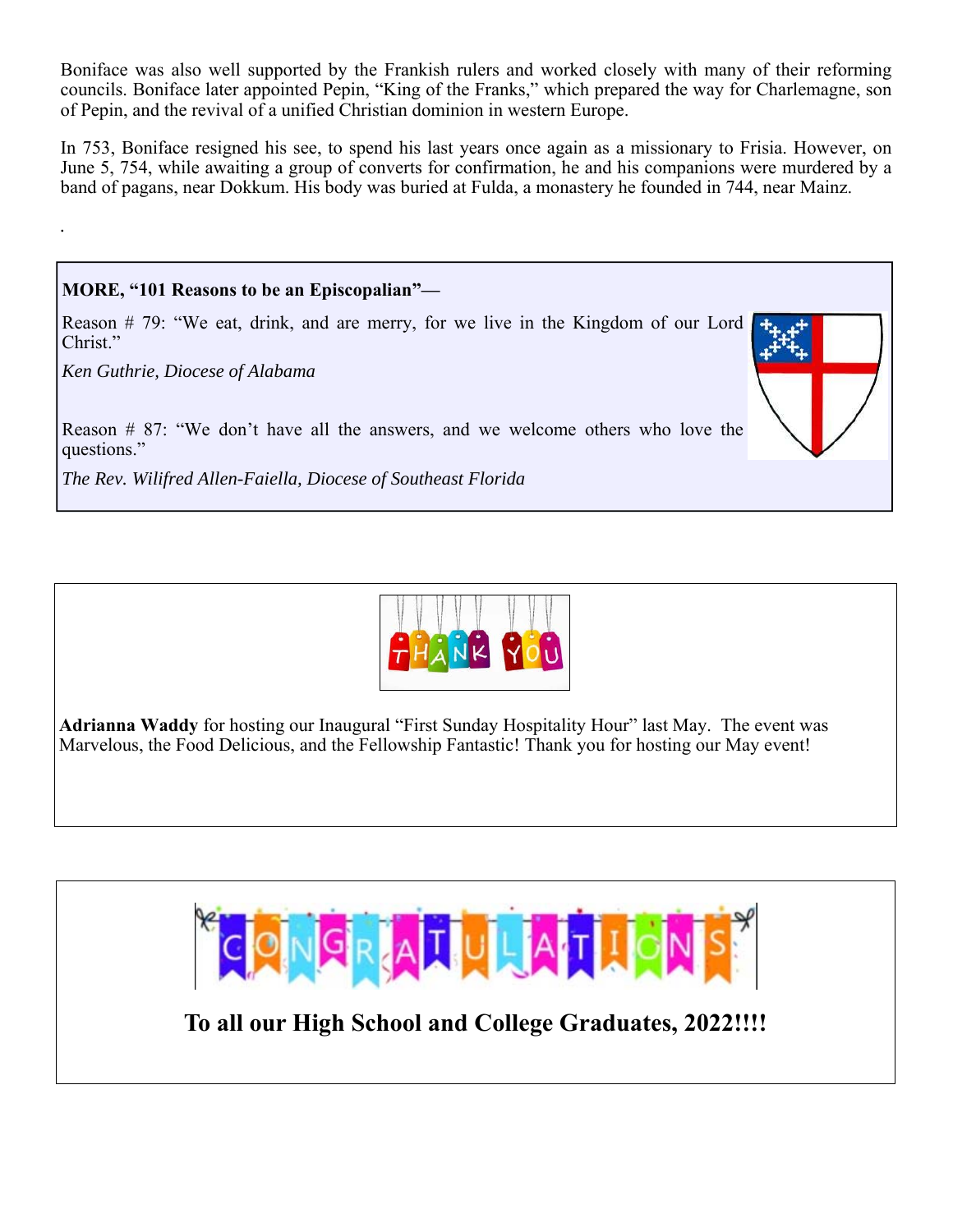Boniface was also well supported by the Frankish rulers and worked closely with many of their reforming councils. Boniface later appointed Pepin, "King of the Franks," which prepared the way for Charlemagne, son of Pepin, and the revival of a unified Christian dominion in western Europe.

In 753, Boniface resigned his see, to spend his last years once again as a missionary to Frisia. However, on June 5, 754, while awaiting a group of converts for confirmation, he and his companions were murdered by a band of pagans, near Dokkum. His body was buried at Fulda, a monastery he founded in 744, near Mainz.

.

**MORE, "101 Reasons to be an Episcopalian"—**

Reason # 79: "We eat, drink, and are merry, for we live in the Kingdom of our Lord Christ."

*Ken Guthrie, Diocese of Alabama*

Reason # 87: "We don't have all the answers, and we welcome others who love the questions."

*The Rev. Wilifred Allen-Faiella, Diocese of Southeast Florida*

THANK YOU

**Adrianna Waddy** for hosting our Inaugural "First Sunday Hospitality Hour" last May. The event was Marvelous, the Food Delicious, and the Fellowship Fantastic! Thank you for hosting our May event!

CONGRATULATIONS

**To all our High School and College Graduates, 2022!!!!**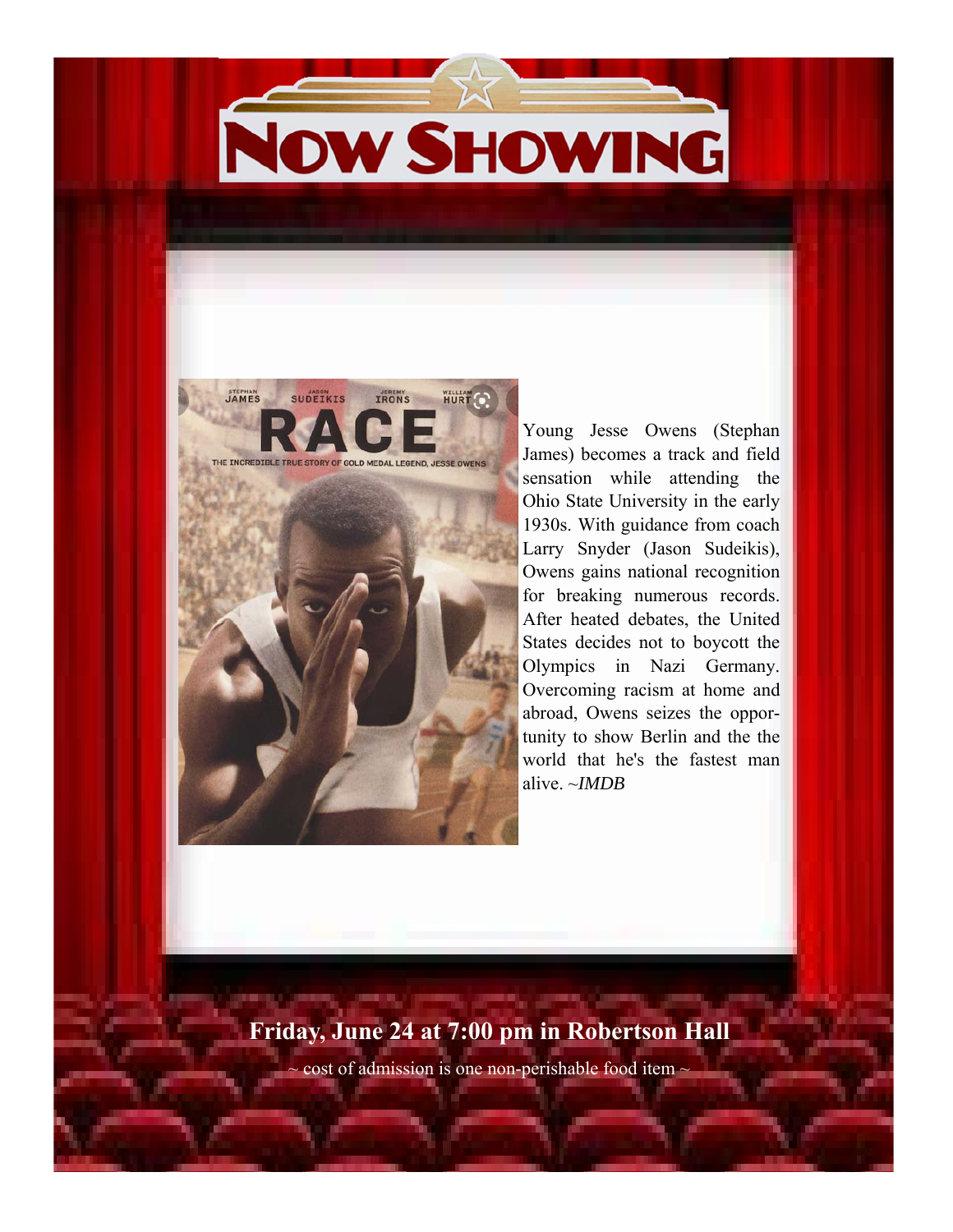# NOW SHOWING

Young Jesse Owens (Stephan James) becomes a track and field sensation while attending the Ohio State University in the early 1930s. With guidance from coach Larry Snyder (Jason Sudeikis), Owens gains national recognition for breaking numerous records. After heated debates, the United States decides not to boycott the Olympics in Nazi Germany. Overcoming racism at home and abroad, Owens seizes the opportunity to show Berlin and the the world that he's the fastest man alive. ~*IMDB*

**Friday, June 24 at 7:00 pm in Robertson Hall**

~ cost of admission is one non-perishable food item ~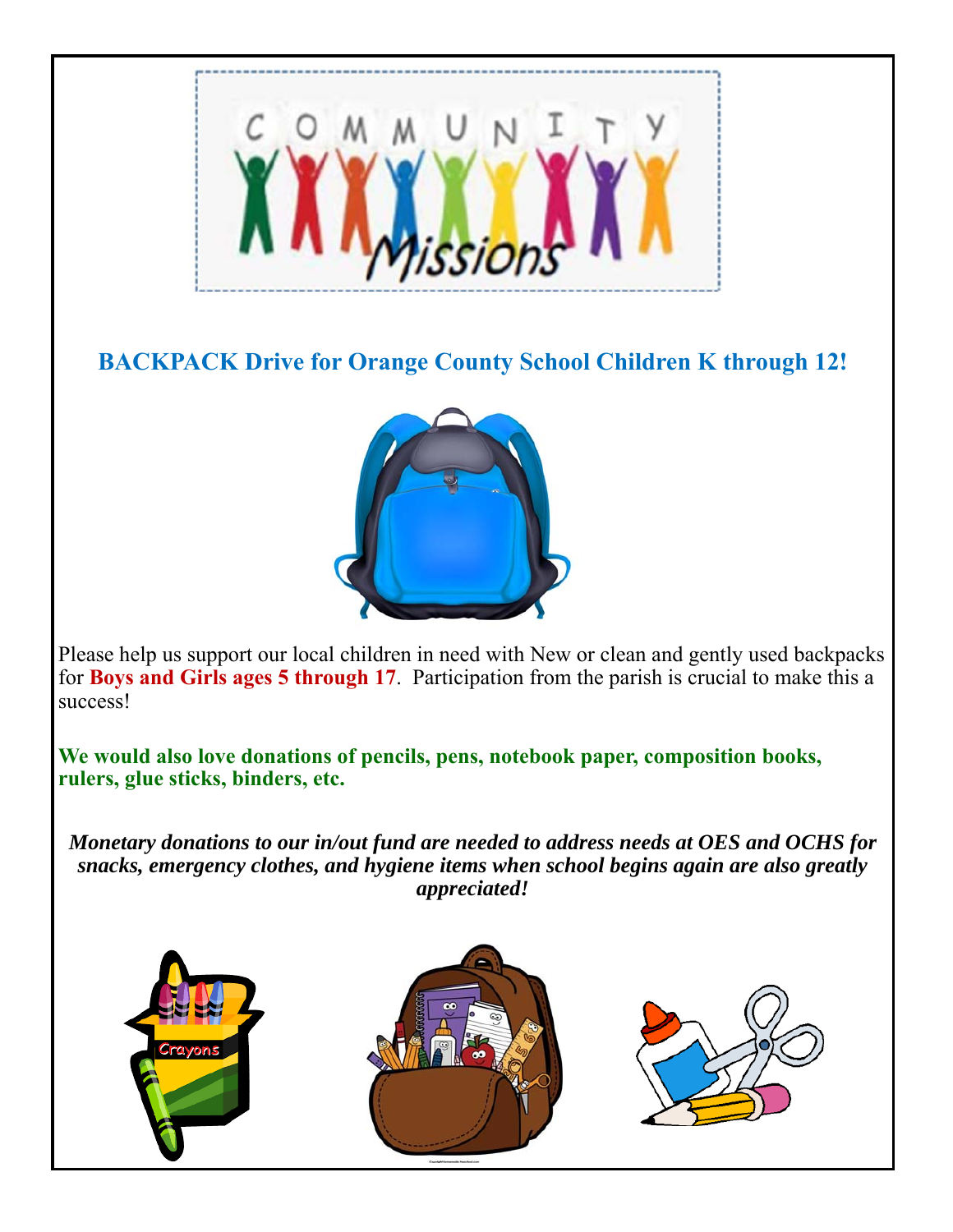## BACKPACK Drive for Orange County School Children K through 12!

Please help us support our local children in need with New or clean and gently used backpacks for **Boys and Girls ages 5 through 17**. Participation from the parish is crucial to make this a success!

**We would also love donations of pencils, pens, notebook paper, composition books, rulers, glue sticks, binders, etc.**

***Monetary donations to our in/out fund are needed to address needs at OES and OCHS for snacks, emergency clothes, and hygiene items when school begins again are also greatly appreciated!***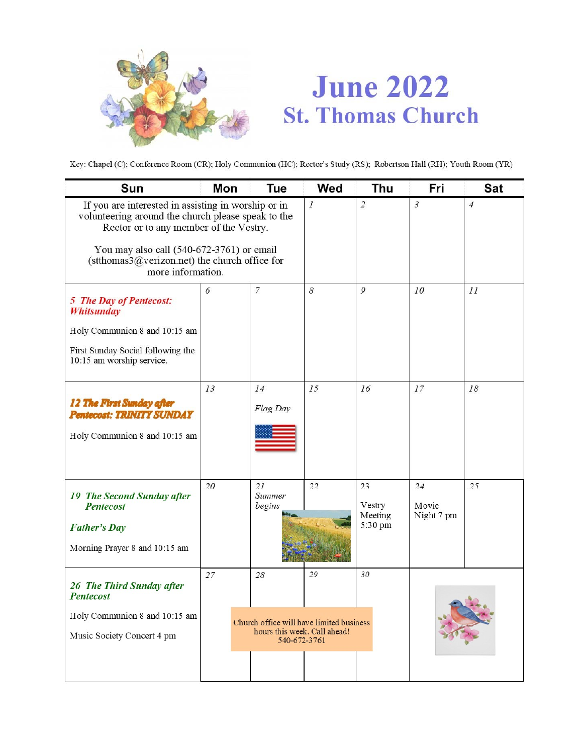# June 2022
## St. Thomas Church

Key: Chapel (C); Conference Room (CR); Holy Communion (HC); Rector's Study (RS); Robertson Hall (RH); Youth Room (YR)

| Sun | Mon | Tue | Wed | Thu | Fri | Sat |
|---|---|---|---|---|---|---|
| If you are interested in assisting in worship or in volunteering around the church please speak to the Rector or to any member of the Vestry. You may also call (540-672-3761) or email (stthomas3@verizon.net) the church office for more information. | | | *1* | *2* | *3* | *4* |
| *5* ***The Day of Pentecost: Whitsunday*** Holy Communion 8 and 10:15 am First Sunday Social following the 10:15 am worship service. | *6* | *7* | *8* | *9* | *10* | *11* |
| ***12 The First Sunday after Pentecost: TRINITY SUNDAY*** Holy Communion 8 and 10:15 am | *13* | *14* *Flag Day* | *15* | *16* | *17* | *18* |
| *19* ***The Second Sunday after Pentecost*** ***Father's Day*** Morning Prayer 8 and 10:15 am | *20* | *21* *Summer begins* | *22* | *23* Vestry Meeting 5:30 pm | *24* Movie Night 7 pm | *25* |
| *26* ***The Third Sunday after Pentecost*** Holy Communion 8 and 10:15 am Music Society Concert 4 pm | *27* Church office will have limited business hours this week. Call ahead! 540-672-3761 | *28* | *29* | *30* | | |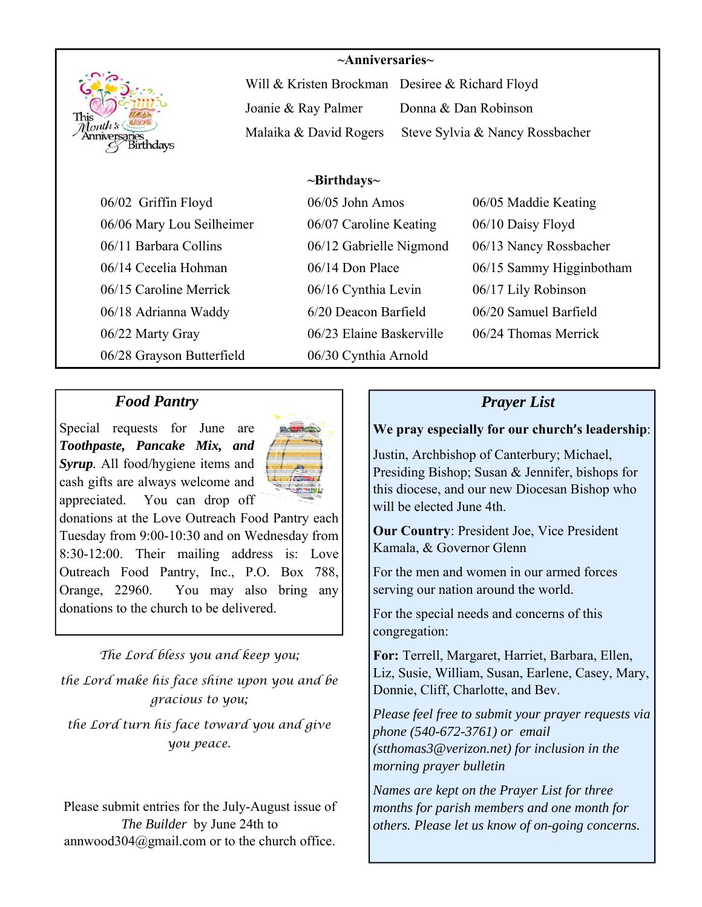## ~Anniversaries~

Will & Kristen Brockman  
Desiree & Richard Floyd  
Joanie & Ray Palmer  
Donna & Dan Robinson  
Malaika & David Rogers  
Steve Sylvia & Nancy Rossbacher

## ~Birthdays~

| | | |
|---|---|---|
| 06/02 Griffin Floyd | 06/05 John Amos | 06/05 Maddie Keating |
| 06/06 Mary Lou Seilheimer | 06/07 Caroline Keating | 06/10 Daisy Floyd |
| 06/11 Barbara Collins | 06/12 Gabrielle Nigmond | 06/13 Nancy Rossbacher |
| 06/14 Cecelia Hohman | 06/14 Don Place | 06/15 Sammy Higginbotham |
| 06/15 Caroline Merrick | 06/16 Cynthia Levin | 06/17 Lily Robinson |
| 06/18 Adrianna Waddy | 6/20 Deacon Barfield | 06/20 Samuel Barfield |
| 06/22 Marty Gray | 06/23 Elaine Baskerville | 06/24 Thomas Merrick |
| 06/28 Grayson Butterfield | 06/30 Cynthia Arnold | |

## *Food Pantry*

Special requests for June are ***Toothpaste, Pancake Mix, and Syrup***. All food/hygiene items and cash gifts are always welcome and appreciated. You can drop off donations at the Love Outreach Food Pantry each Tuesday from 9:00-10:30 and on Wednesday from 8:30-12:00. Their mailing address is: Love Outreach Food Pantry, Inc., P.O. Box 788, Orange, 22960. You may also bring any donations to the church to be delivered.

*The Lord bless you and keep you;*

*the Lord make his face shine upon you and be gracious to you;*

*the Lord turn his face toward you and give you peace.*

Please submit entries for the July-August issue of *The Builder* by June 24th to annwood304@gmail.com or to the church office.

## *Prayer List*

**We pray especially for our church's leadership**:

Justin, Archbishop of Canterbury; Michael, Presiding Bishop; Susan & Jennifer, bishops for this diocese, and our new Diocesan Bishop who will be elected June 4th.

**Our Country**: President Joe, Vice President Kamala, & Governor Glenn

For the men and women in our armed forces serving our nation around the world.

For the special needs and concerns of this congregation:

**For:** Terrell, Margaret, Harriet, Barbara, Ellen, Liz, Susie, William, Susan, Earlene, Casey, Mary, Donnie, Cliff, Charlotte, and Bev.

*Please feel free to submit your prayer requests via phone (540-672-3761) or email (stthomas3@verizon.net) for inclusion in the morning prayer bulletin*

*Names are kept on the Prayer List for three months for parish members and one month for others. Please let us know of on-going concerns.*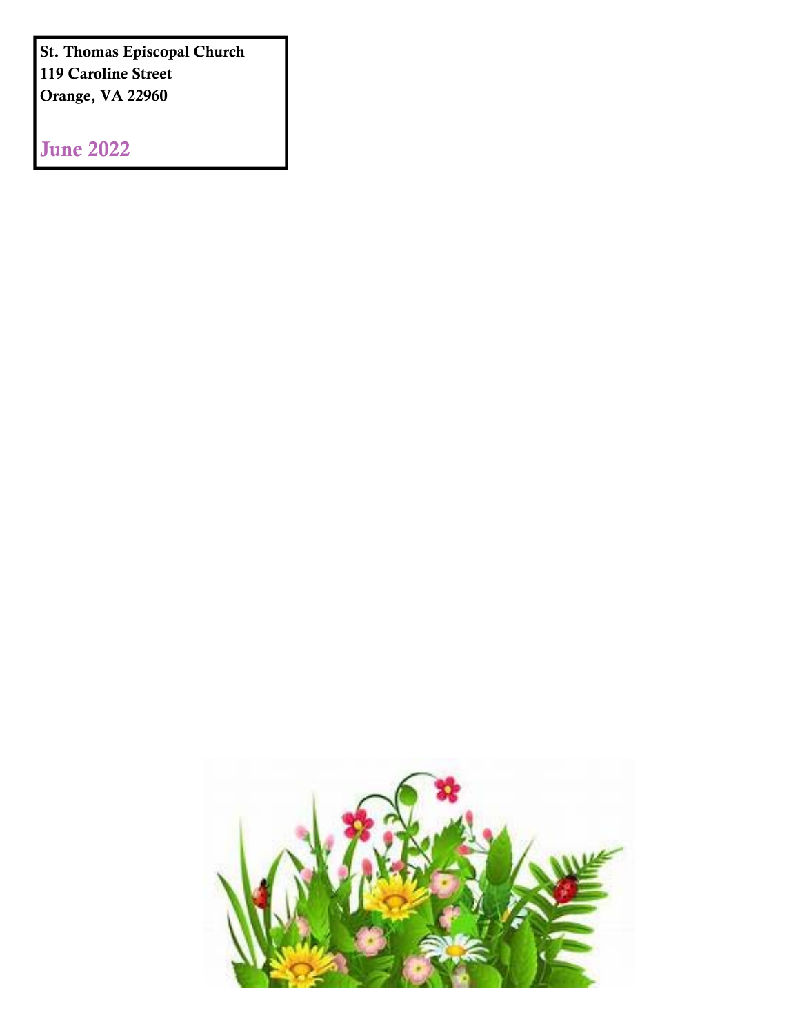**St. Thomas Episcopal Church**
**119 Caroline Street**
**Orange, VA 22960**

**June 2022**